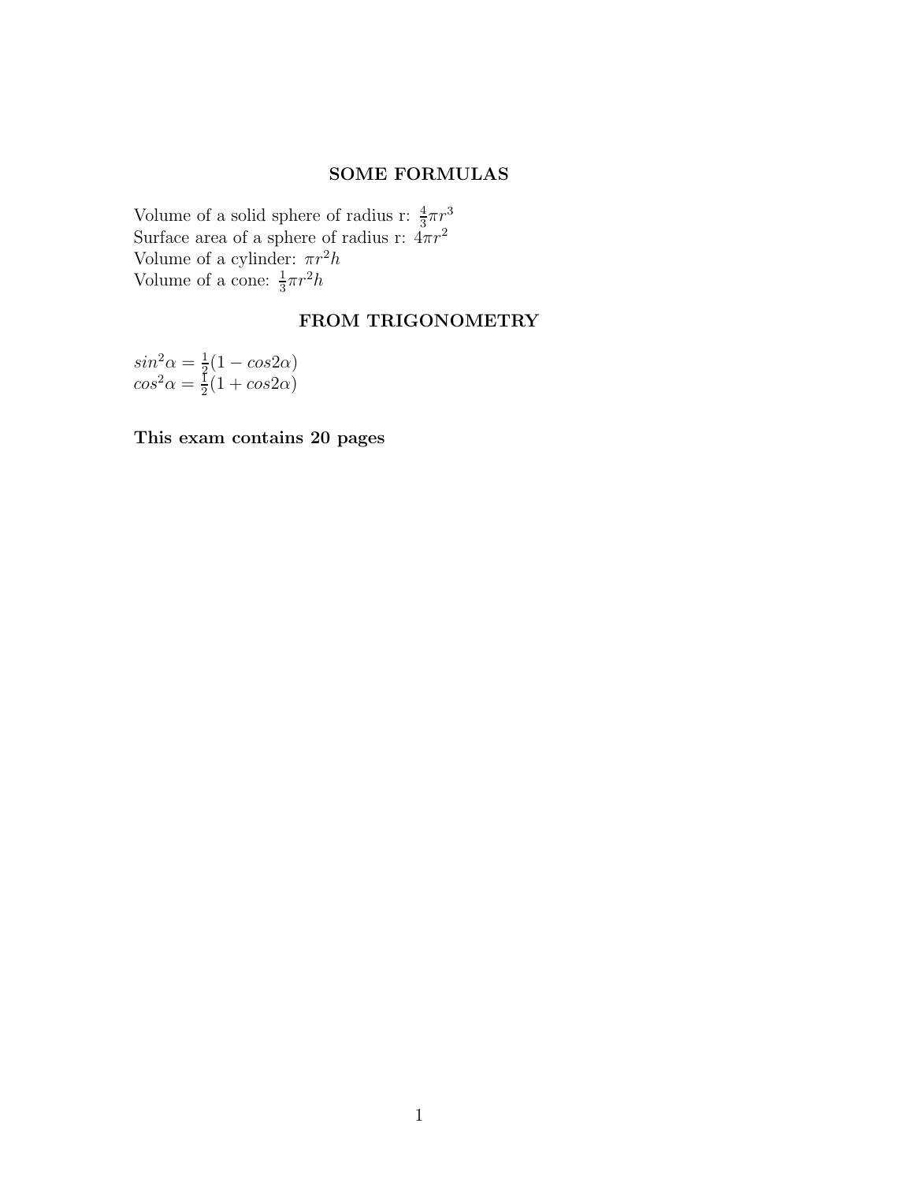## SOME FORMULAS

Volume of a solid sphere of radius r: $\frac{4}{3}\pi r^3$
Surface area of a sphere of radius r: $4\pi r^2$
Volume of a cylinder: $\pi r^2 h$
Volume of a cone: $\frac{1}{3}\pi r^2 h$

## FROM TRIGONOMETRY

$sin^2\alpha = \frac{1}{2}(1 - cos2\alpha)$
$cos^2\alpha = \frac{1}{2}(1 + cos2\alpha)$

**This exam contains 20 pages**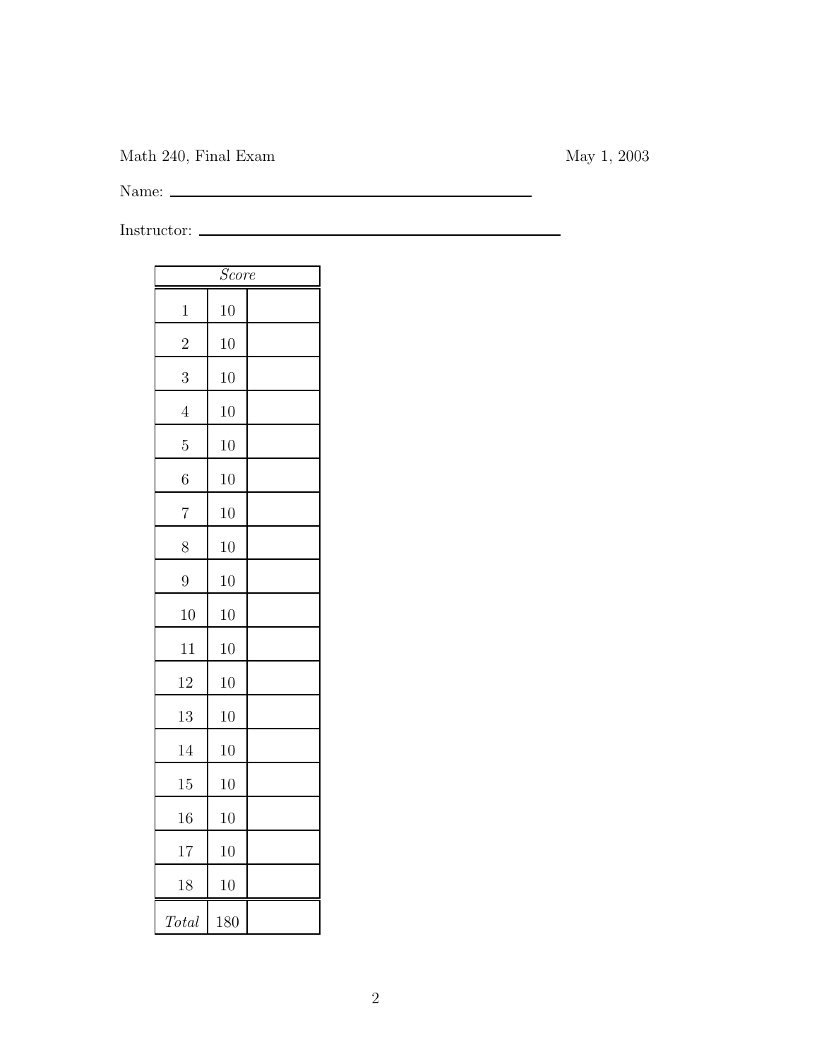Math 240, Final Exam May 1, 2003

Name: ______________________________

Instructor: ______________________________

| *Score* | | |
|---|---|---|
| 1 | 10 | |
| 2 | 10 | |
| 3 | 10 | |
| 4 | 10 | |
| 5 | 10 | |
| 6 | 10 | |
| 7 | 10 | |
| 8 | 10 | |
| 9 | 10 | |
| 10 | 10 | |
| 11 | 10 | |
| 12 | 10 | |
| 13 | 10 | |
| 14 | 10 | |
| 15 | 10 | |
| 16 | 10 | |
| 17 | 10 | |
| 18 | 10 | |
| *Total* | 180 | |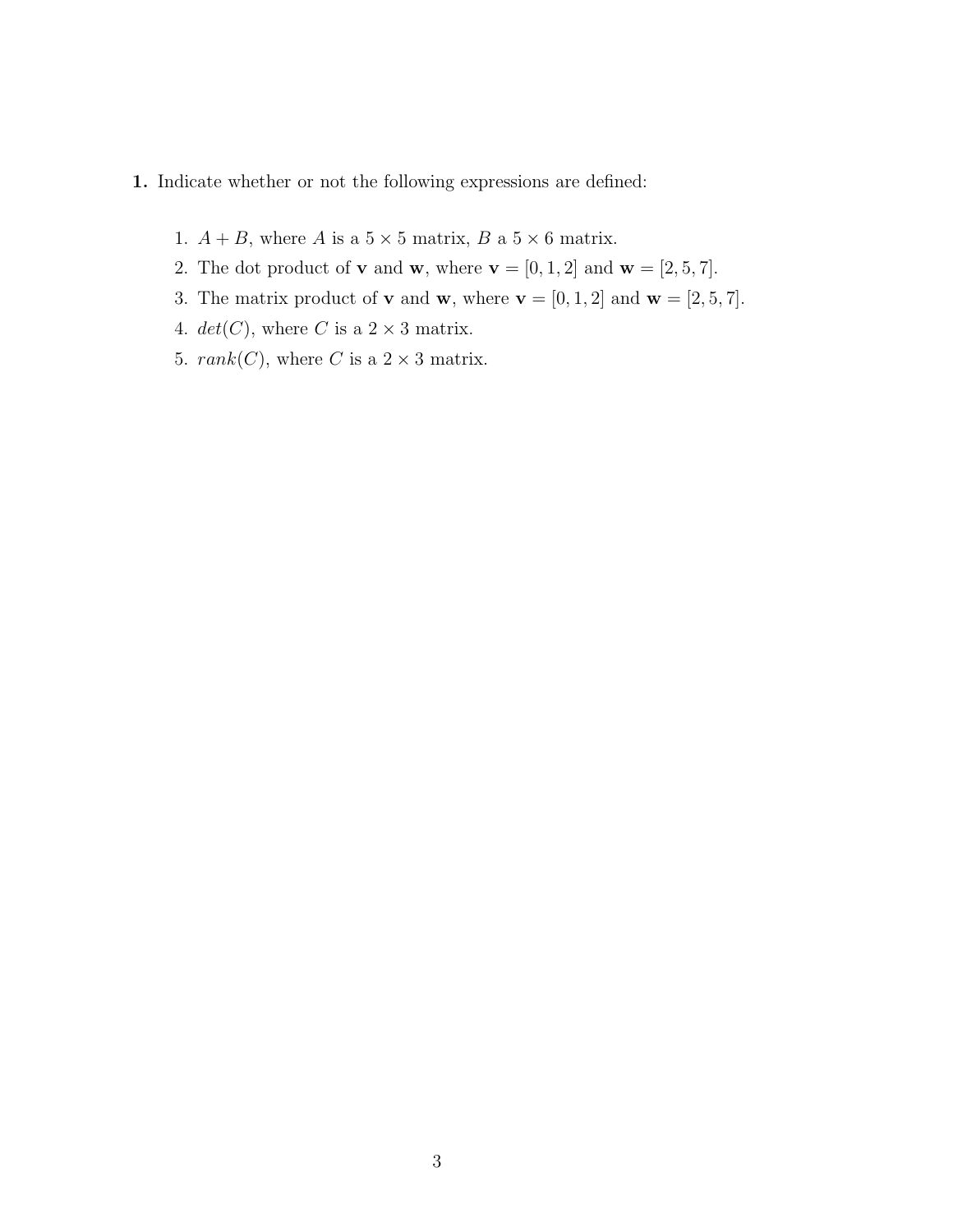**1.** Indicate whether or not the following expressions are defined:

1. $A + B$, where $A$ is a $5 \times 5$ matrix, $B$ a $5 \times 6$ matrix.
2. The dot product of $\mathbf{v}$ and $\mathbf{w}$, where $\mathbf{v} = [0, 1, 2]$ and $\mathbf{w} = [2, 5, 7]$.
3. The matrix product of $\mathbf{v}$ and $\mathbf{w}$, where $\mathbf{v} = [0, 1, 2]$ and $\mathbf{w} = [2, 5, 7]$.
4. $det(C)$, where $C$ is a $2 \times 3$ matrix.
5. $rank(C)$, where $C$ is a $2 \times 3$ matrix.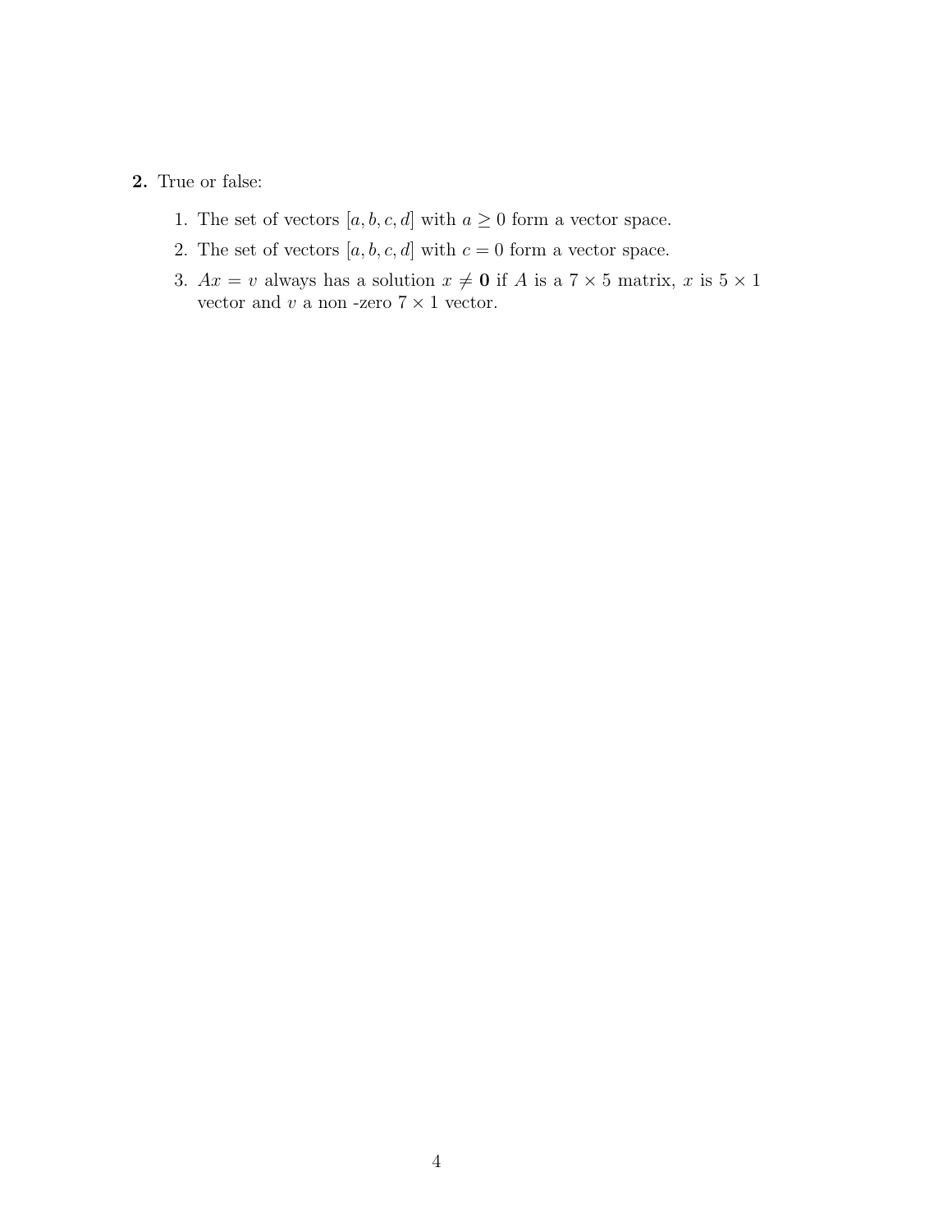**2.** True or false:

1. The set of vectors $[a, b, c, d]$ with $a \geq 0$ form a vector space.
2. The set of vectors $[a, b, c, d]$ with $c = 0$ form a vector space.
3. $Ax = v$ always has a solution $x \neq \mathbf{0}$ if $A$ is a $7 \times 5$ matrix, $x$ is $5 \times 1$ vector and $v$ a non -zero $7 \times 1$ vector.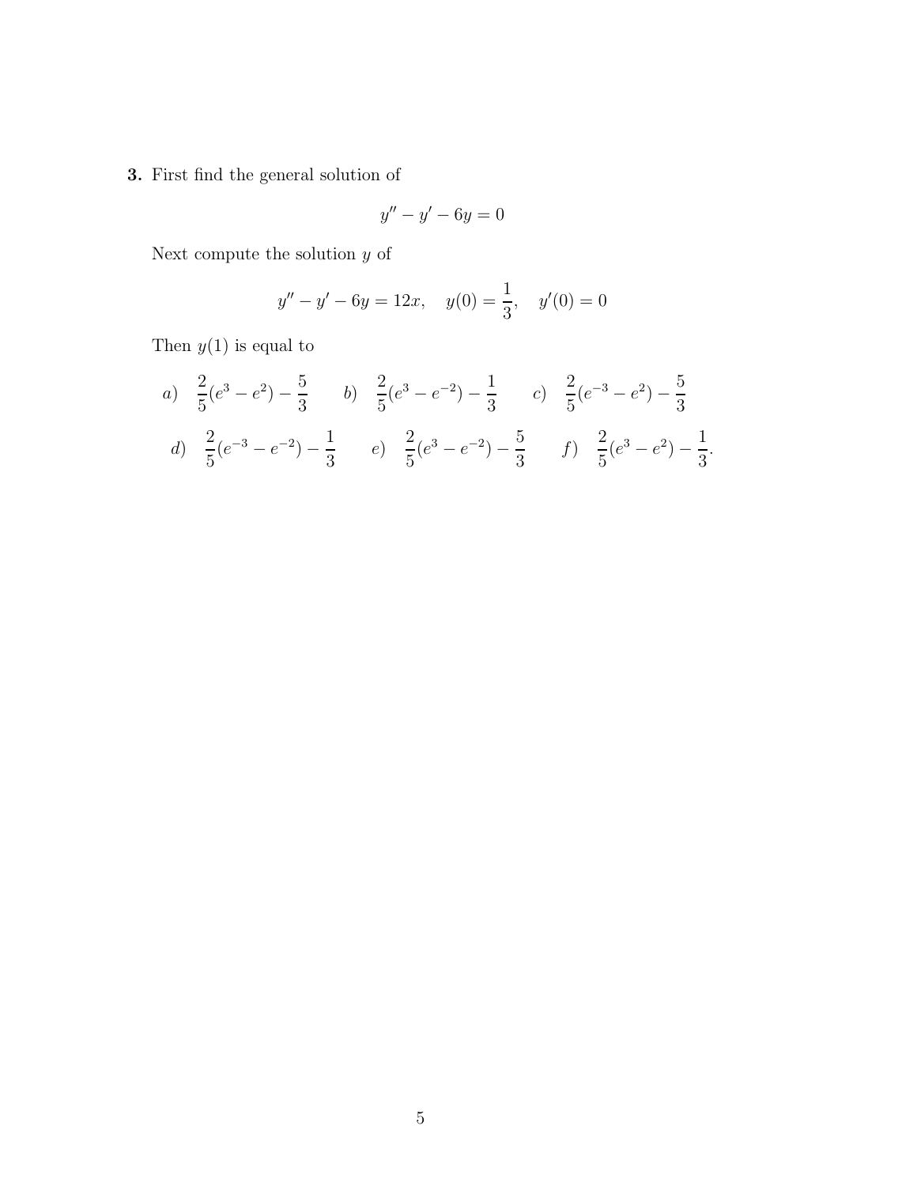**3.** First find the general solution of

$$y'' - y' - 6y = 0$$

Next compute the solution $y$ of

$$y'' - y' - 6y = 12x, \quad y(0) = \frac{1}{3}, \quad y'(0) = 0$$

Then $y(1)$ is equal to

*a)* $\frac{2}{5}(e^3 - e^2) - \frac{5}{3}$ *b)* $\frac{2}{5}(e^3 - e^{-2}) - \frac{1}{3}$ *c)* $\frac{2}{5}(e^{-3} - e^2) - \frac{5}{3}$

*d)* $\frac{2}{5}(e^{-3} - e^{-2}) - \frac{1}{3}$ *e)* $\frac{2}{5}(e^3 - e^{-2}) - \frac{5}{3}$ *f)* $\frac{2}{5}(e^3 - e^2) - \frac{1}{3}$.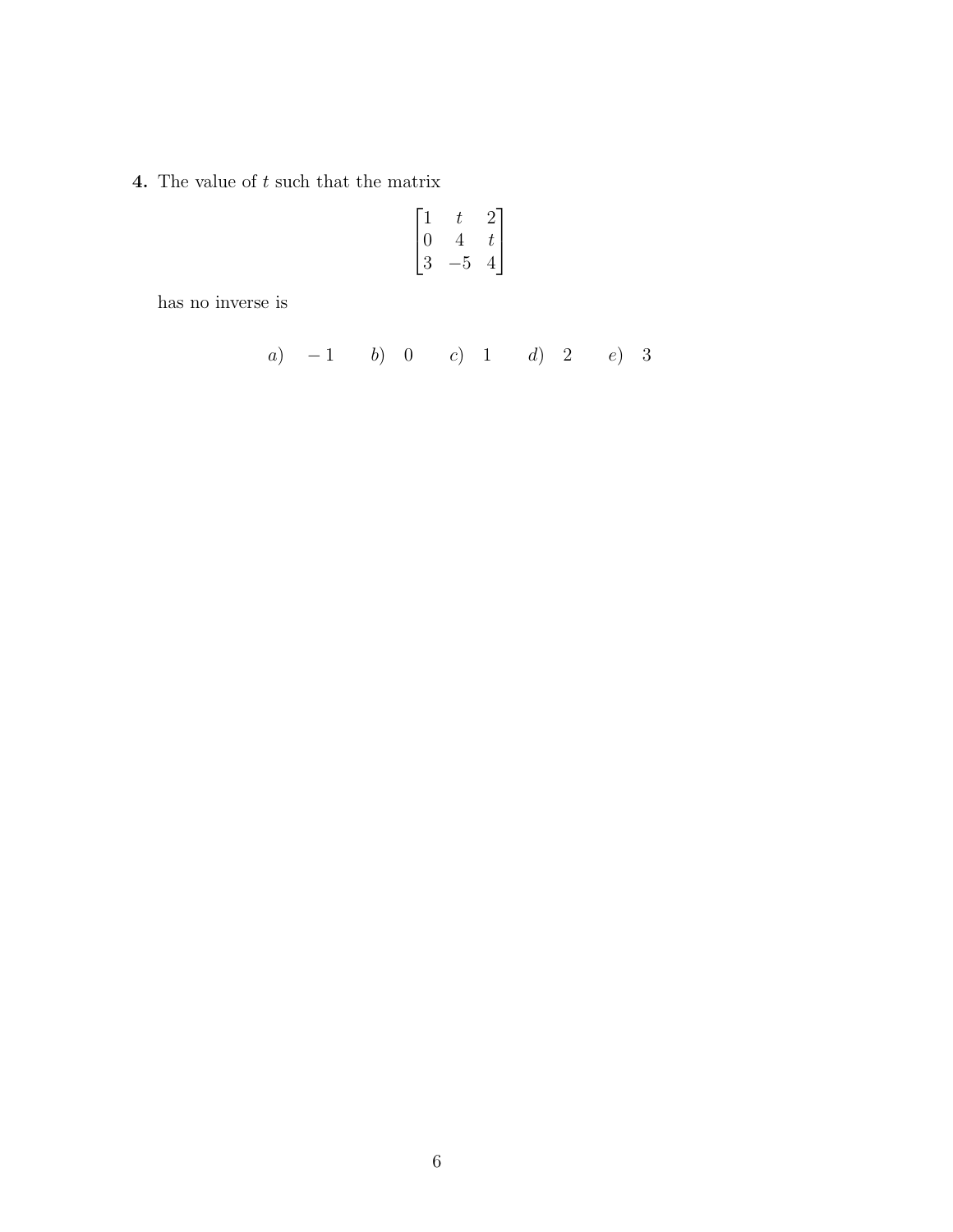**4.** The value of $t$ such that the matrix

$$\begin{bmatrix} 1 & t & 2 \\ 0 & 4 & t \\ 3 & -5 & 4 \end{bmatrix}$$

has no inverse is

$a)\ \ -1 \qquad b)\ \ 0 \qquad c)\ \ 1 \qquad d)\ \ 2 \qquad e)\ \ 3$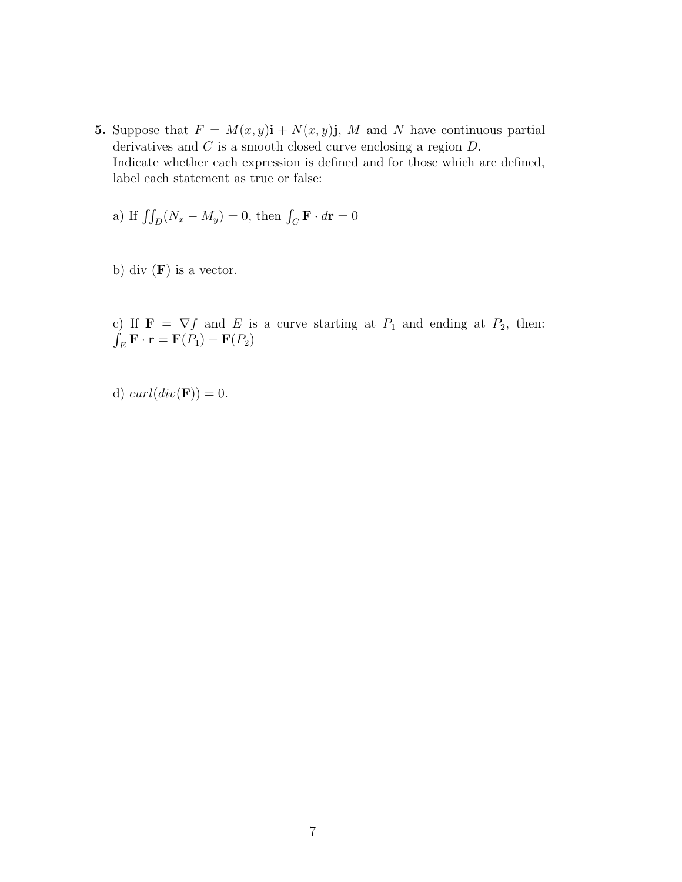**5.** Suppose that $F = M(x,y)\mathbf{i} + N(x,y)\mathbf{j}$, $M$ and $N$ have continuous partial derivatives and $C$ is a smooth closed curve enclosing a region $D$.
Indicate whether each expression is defined and for those which are defined, label each statement as true or false:

a) If $\iint_D (N_x - M_y) = 0$, then $\int_C \mathbf{F} \cdot d\mathbf{r} = 0$

b) div $(\mathbf{F})$ is a vector.

c) If $\mathbf{F} = \nabla f$ and $E$ is a curve starting at $P_1$ and ending at $P_2$, then: $\int_E \mathbf{F} \cdot \mathbf{r} = \mathbf{F}(P_1) - \mathbf{F}(P_2)$

d) $curl(div(\mathbf{F})) = 0$.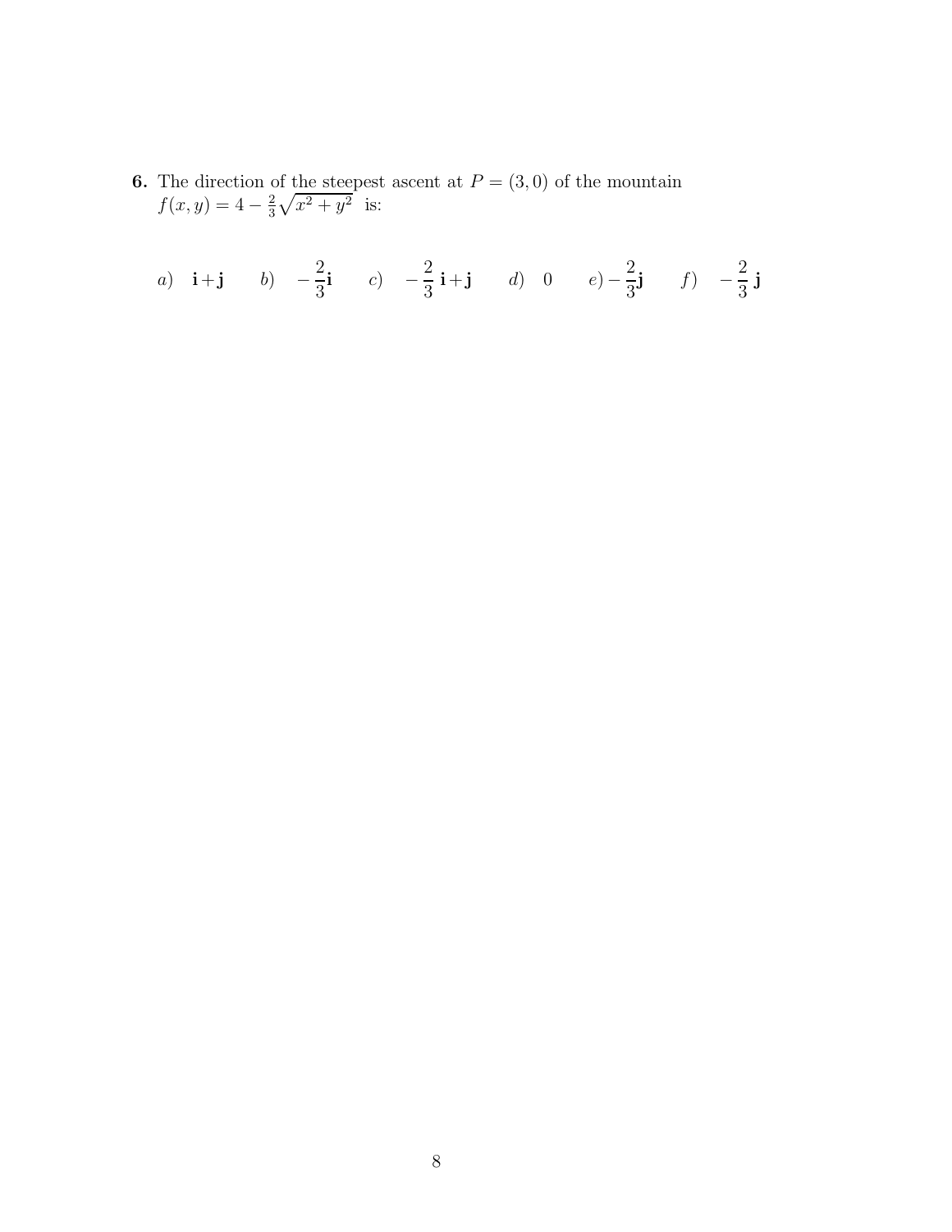**6.** The direction of the steepest ascent at $P = (3, 0)$ of the mountain $f(x, y) = 4 - \frac{2}{3}\sqrt{x^2 + y^2}$ is:

$a)\ \ \mathbf{i} + \mathbf{j} \qquad b)\ \ -\dfrac{2}{3}\mathbf{i} \qquad c)\ \ -\dfrac{2}{3}\ \mathbf{i} + \mathbf{j} \qquad d)\ \ 0 \qquad e) -\dfrac{2}{3}\mathbf{j} \qquad f)\ \ -\dfrac{2}{3}\ \mathbf{j}$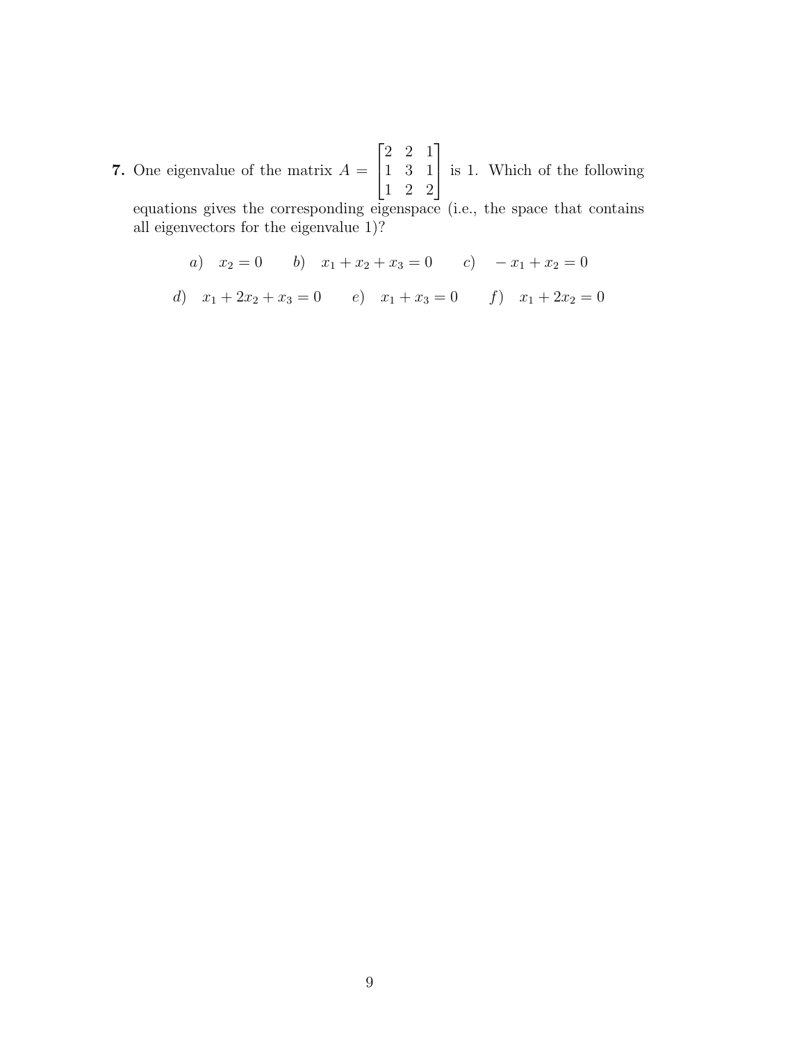**7.** One eigenvalue of the matrix $A = \begin{bmatrix} 2 & 2 & 1 \\ 1 & 3 & 1 \\ 1 & 2 & 2 \end{bmatrix}$ is 1. Which of the following equations gives the corresponding eigenspace (i.e., the space that contains all eigenvectors for the eigenvalue 1)?

*a)* $x_2 = 0$ *b)* $x_1 + x_2 + x_3 = 0$ *c)* $-x_1 + x_2 = 0$

*d)* $x_1 + 2x_2 + x_3 = 0$ *e)* $x_1 + x_3 = 0$ *f)* $x_1 + 2x_2 = 0$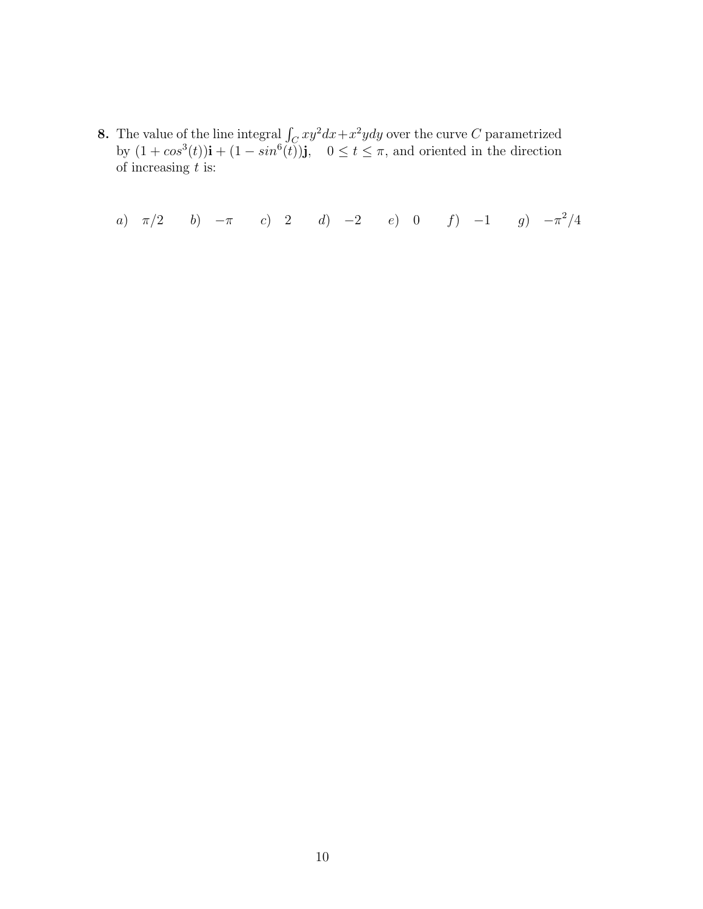**8.** The value of the line integral $\int_C xy^2dx + x^2ydy$ over the curve $C$ parametrized by $(1 + cos^3(t))\mathbf{i} + (1 - sin^6(t))\mathbf{j}, \quad 0 \leq t \leq \pi$, and oriented in the direction of increasing $t$ is:

*a*) $\pi/2$ *b*) $-\pi$ *c*) $2$ *d*) $-2$ *e*) $0$ *f*) $-1$ *g*) $-\pi^2/4$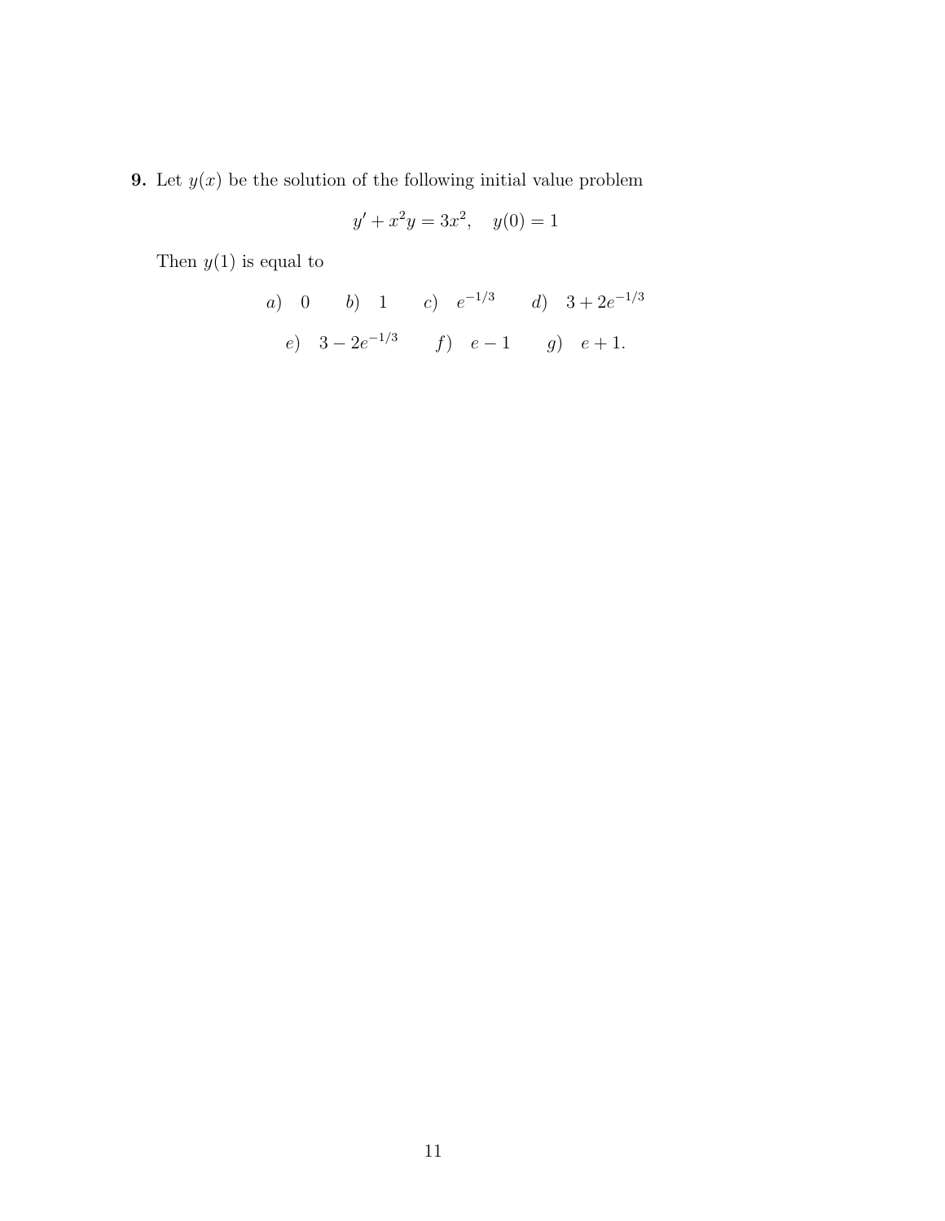**9.** Let $y(x)$ be the solution of the following initial value problem

$$y' + x^2 y = 3x^2, \quad y(0) = 1$$

Then $y(1)$ is equal to

$a)$ $0$ $\quad$ $b)$ $1$ $\quad$ $c)$ $e^{-1/3}$ $\quad$ $d)$ $3 + 2e^{-1/3}$

$e)$ $3 - 2e^{-1/3}$ $\quad$ $f)$ $e - 1$ $\quad$ $g)$ $e + 1$.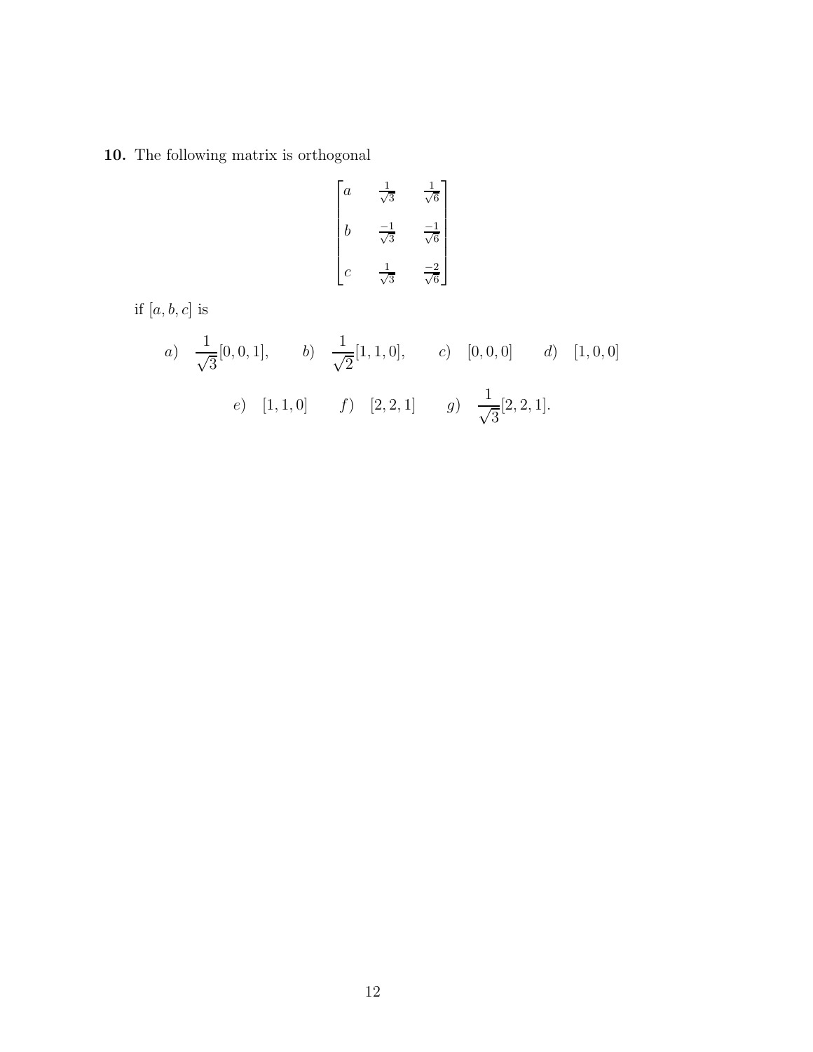**10.** The following matrix is orthogonal

$$\begin{bmatrix} a & \frac{1}{\sqrt{3}} & \frac{1}{\sqrt{6}} \\ b & \frac{-1}{\sqrt{3}} & \frac{-1}{\sqrt{6}} \\ c & \frac{1}{\sqrt{3}} & \frac{-2}{\sqrt{6}} \end{bmatrix}$$

if $[a, b, c]$ is

$a)\quad \dfrac{1}{\sqrt{3}}[0, 0, 1],\qquad b)\quad \dfrac{1}{\sqrt{2}}[1, 1, 0],\qquad c)\quad [0, 0, 0]\qquad d)\quad [1, 0, 0]$

$e)\quad [1, 1, 0]\qquad f)\quad [2, 2, 1]\qquad g)\quad \dfrac{1}{\sqrt{3}}[2, 2, 1].$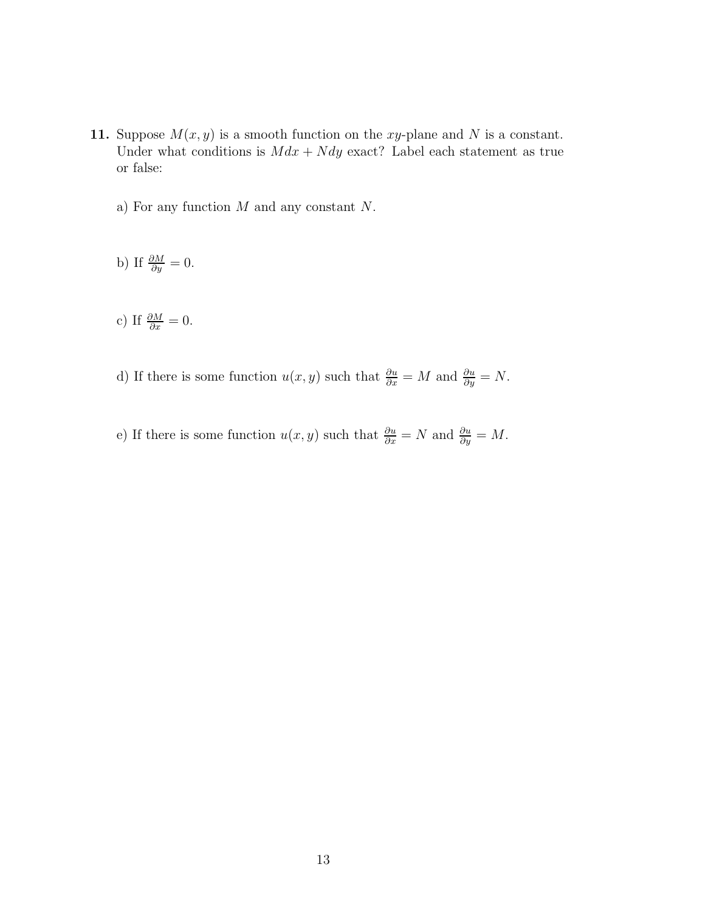**11.** Suppose $M(x, y)$ is a smooth function on the $xy$-plane and $N$ is a constant. Under what conditions is $Mdx + Ndy$ exact? Label each statement as true or false:

a) For any function $M$ and any constant $N$.

b) If $\frac{\partial M}{\partial y} = 0$.

c) If $\frac{\partial M}{\partial x} = 0$.

d) If there is some function $u(x, y)$ such that $\frac{\partial u}{\partial x} = M$ and $\frac{\partial u}{\partial y} = N$.

e) If there is some function $u(x, y)$ such that $\frac{\partial u}{\partial x} = N$ and $\frac{\partial u}{\partial y} = M$.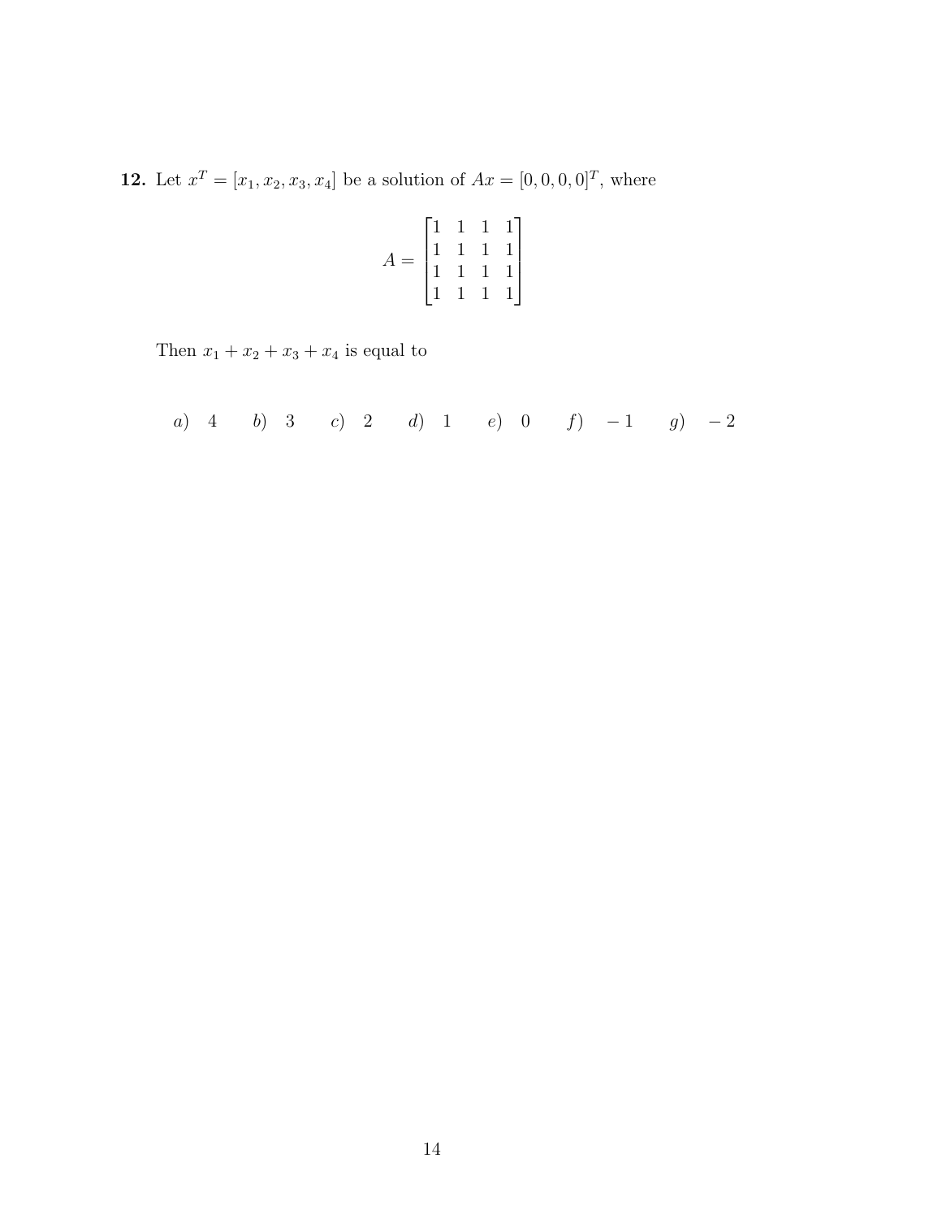**12.** Let $x^T = [x_1, x_2, x_3, x_4]$ be a solution of $Ax = [0, 0, 0, 0]^T$, where

$$A = \begin{bmatrix} 1 & 1 & 1 & 1 \\ 1 & 1 & 1 & 1 \\ 1 & 1 & 1 & 1 \\ 1 & 1 & 1 & 1 \end{bmatrix}$$

Then $x_1 + x_2 + x_3 + x_4$ is equal to

*a*) 4 *b*) 3 *c*) 2 *d*) 1 *e*) 0 *f*) $-1$ *g*) $-2$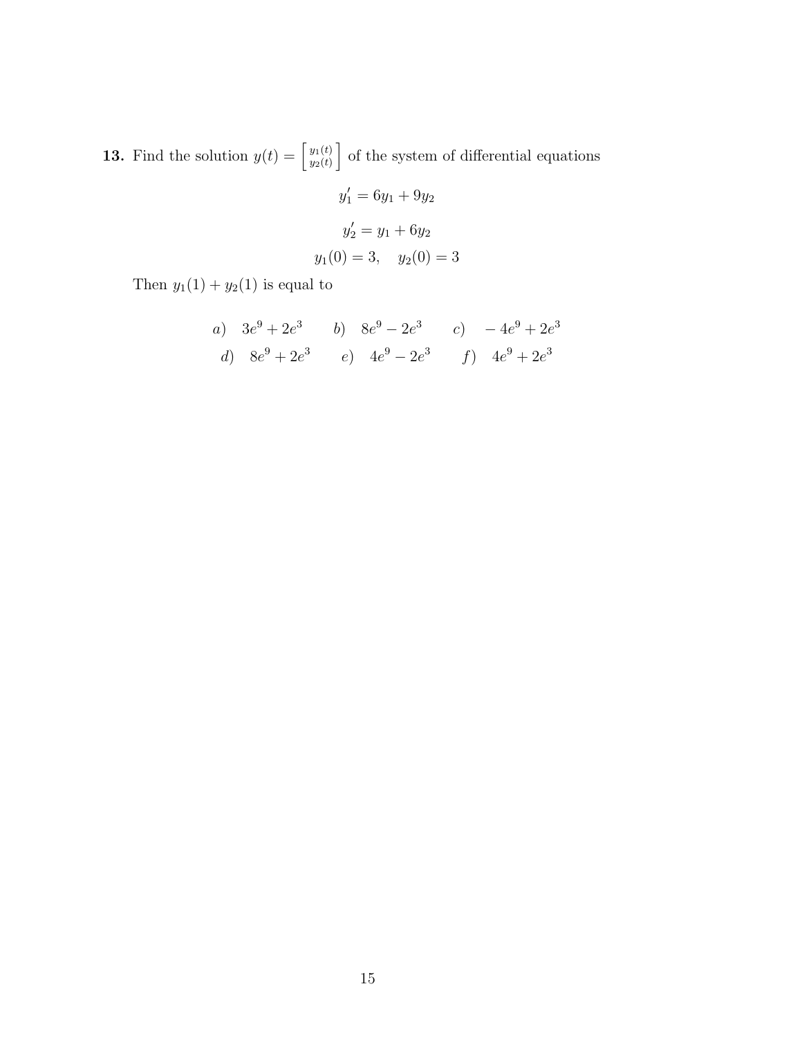**13.** Find the solution $y(t) = \begin{bmatrix} y_1(t) \\ y_2(t) \end{bmatrix}$ of the system of differential equations

$$y_1' = 6y_1 + 9y_2$$

$$y_2' = y_1 + 6y_2$$

$$y_1(0) = 3, \quad y_2(0) = 3$$

Then $y_1(1) + y_2(1)$ is equal to

$a)\ \ 3e^9 + 2e^3 \qquad b)\ \ 8e^9 - 2e^3 \qquad c)\ \ -4e^9 + 2e^3$

$d)\ \ 8e^9 + 2e^3 \qquad e)\ \ 4e^9 - 2e^3 \qquad f)\ \ 4e^9 + 2e^3$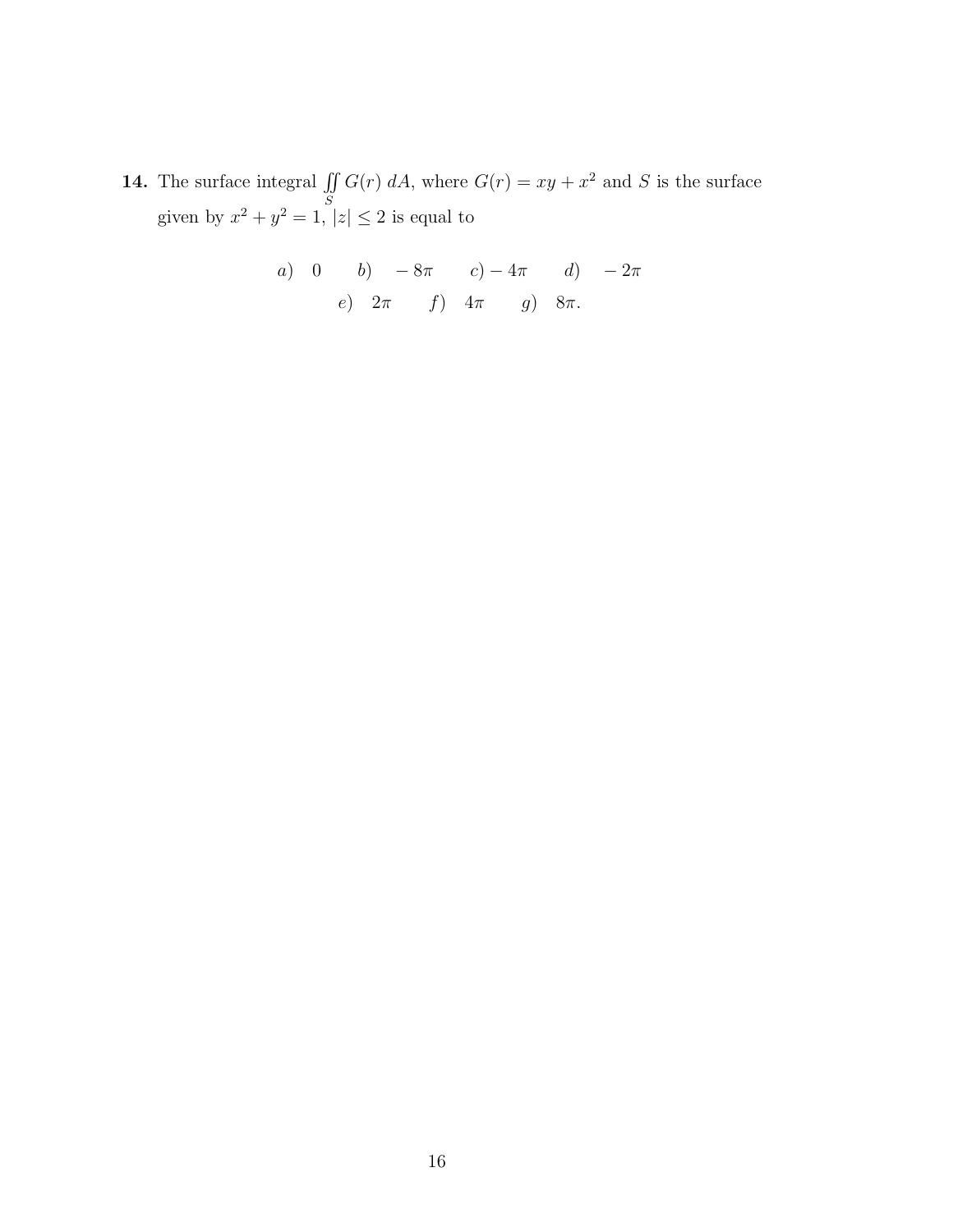**14.** The surface integral $\iint\limits_S G(r)\, dA$, where $G(r) = xy + x^2$ and $S$ is the surface given by $x^2 + y^2 = 1$, $|z| \leq 2$ is equal to

$a)\quad 0 \qquad b)\quad -8\pi \qquad c)\; -4\pi \qquad d)\quad -2\pi$

$e)\quad 2\pi \qquad f)\quad 4\pi \qquad g)\quad 8\pi.$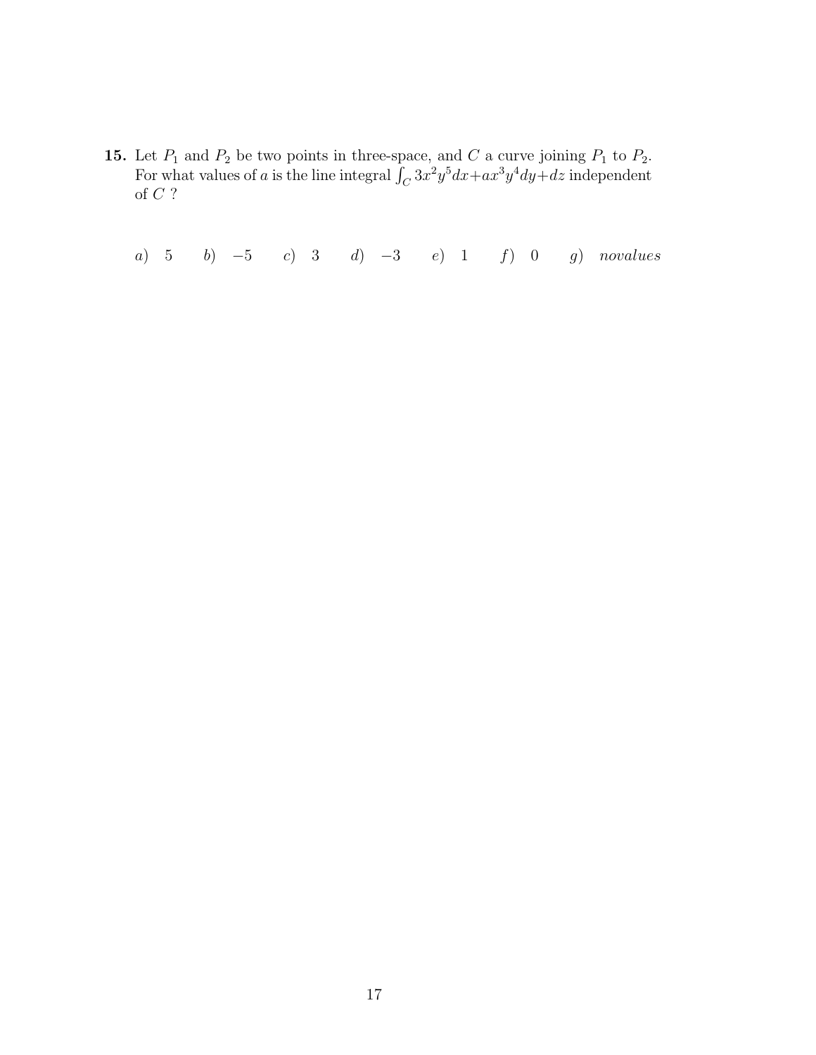**15.** Let $P_1$ and $P_2$ be two points in three-space, and $C$ a curve joining $P_1$ to $P_2$. For what values of $a$ is the line integral $\int_C 3x^2y^5dx + ax^3y^4dy + dz$ independent of $C$ ?

$a)$ 5 $\quad$ $b)$ $-5$ $\quad$ $c)$ 3 $\quad$ $d)$ $-3$ $\quad$ $e)$ 1 $\quad$ $f)$ 0 $\quad$ $g)$ *novalues*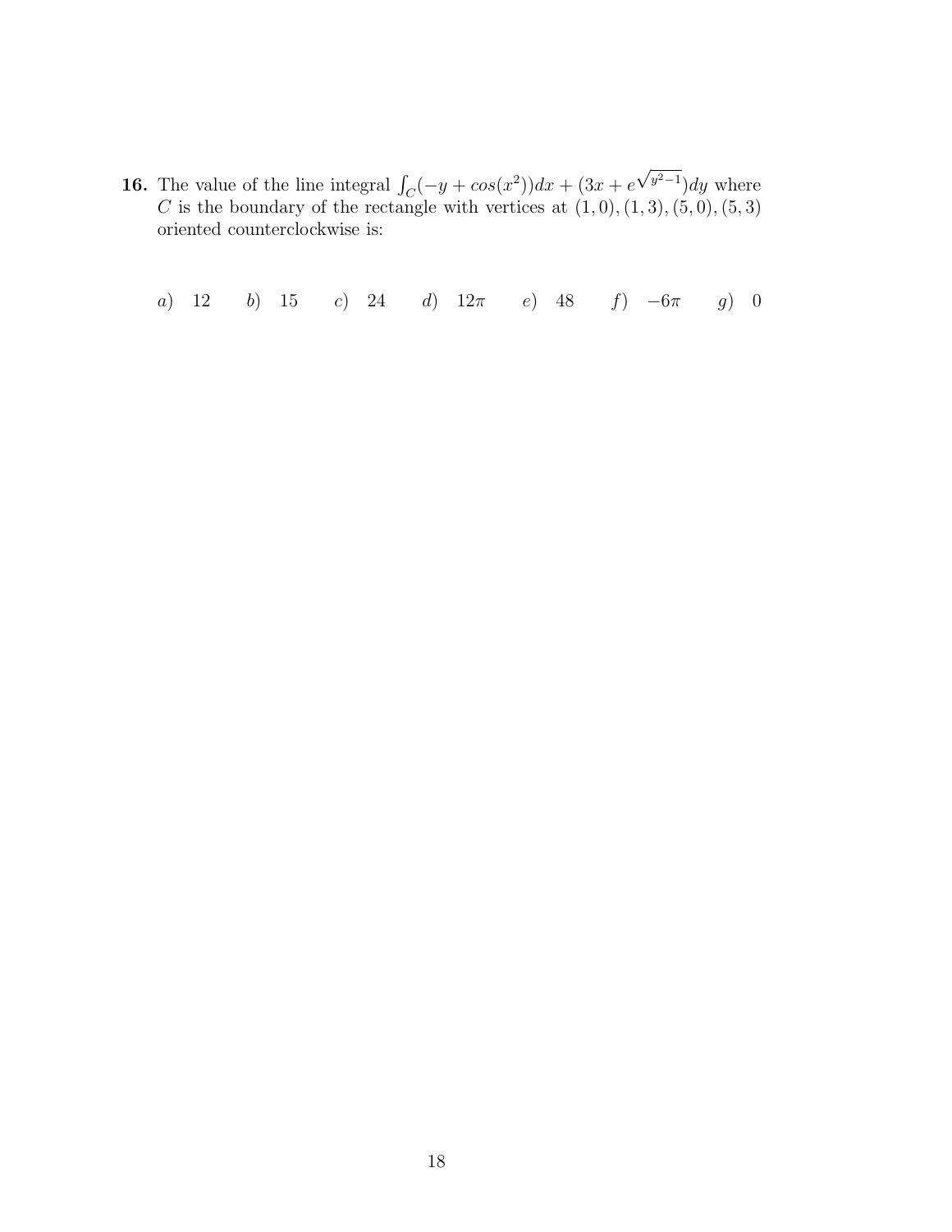**16.** The value of the line integral $\int_C (-y + cos(x^2))dx + (3x + e^{\sqrt{y^2-1}})dy$ where $C$ is the boundary of the rectangle with vertices at $(1,0), (1,3), (5,0), (5,3)$ oriented counterclockwise is:

*a)* 12 *b)* 15 *c)* 24 *d)* $12\pi$ *e)* 48 *f)* $-6\pi$ *g)* 0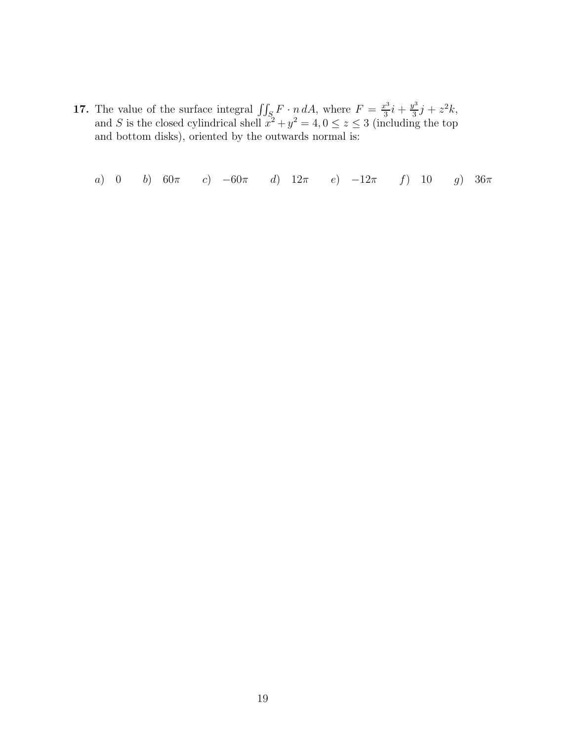**17.** The value of the surface integral $\iint_S F \cdot n \, dA$, where $F = \frac{x^3}{3}i + \frac{y^3}{3}j + z^2 k$, and $S$ is the closed cylindrical shell $x^2 + y^2 = 4, 0 \leq z \leq 3$ (including the top and bottom disks), oriented by the outwards normal is:

*a)* $0$ *b)* $60\pi$ *c)* $-60\pi$ *d)* $12\pi$ *e)* $-12\pi$ *f)* $10$ *g)* $36\pi$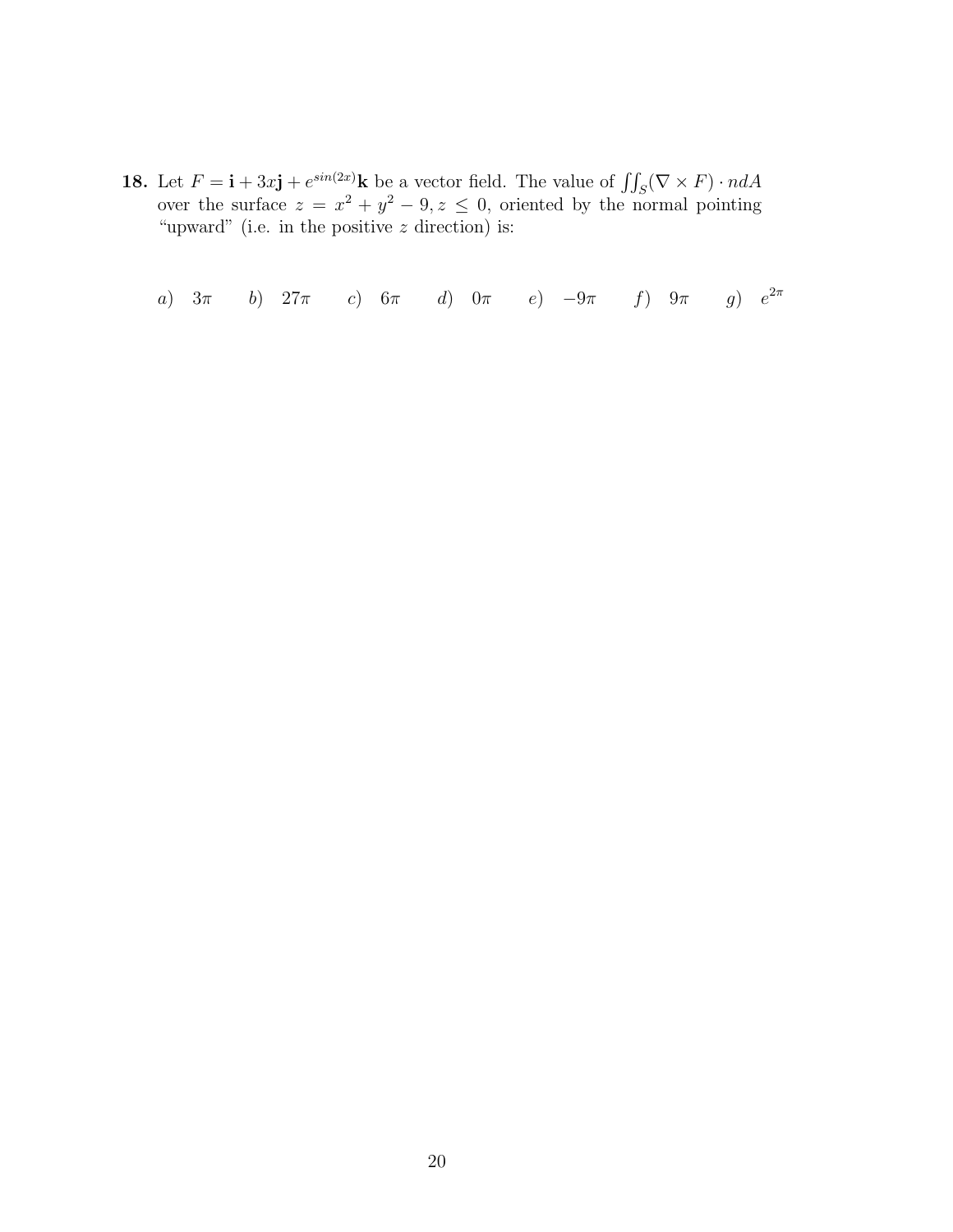**18.** Let $F = \mathbf{i} + 3x\mathbf{j} + e^{sin(2x)}\mathbf{k}$ be a vector field. The value of $\iint_S (\nabla \times F) \cdot n dA$ over the surface $z = x^2 + y^2 - 9, z \leq 0$, oriented by the normal pointing "upward" (i.e. in the positive $z$ direction) is:

*a)* $3\pi$ *b)* $27\pi$ *c)* $6\pi$ *d)* $0\pi$ *e)* $-9\pi$ *f)* $9\pi$ *g)* $e^{2\pi}$